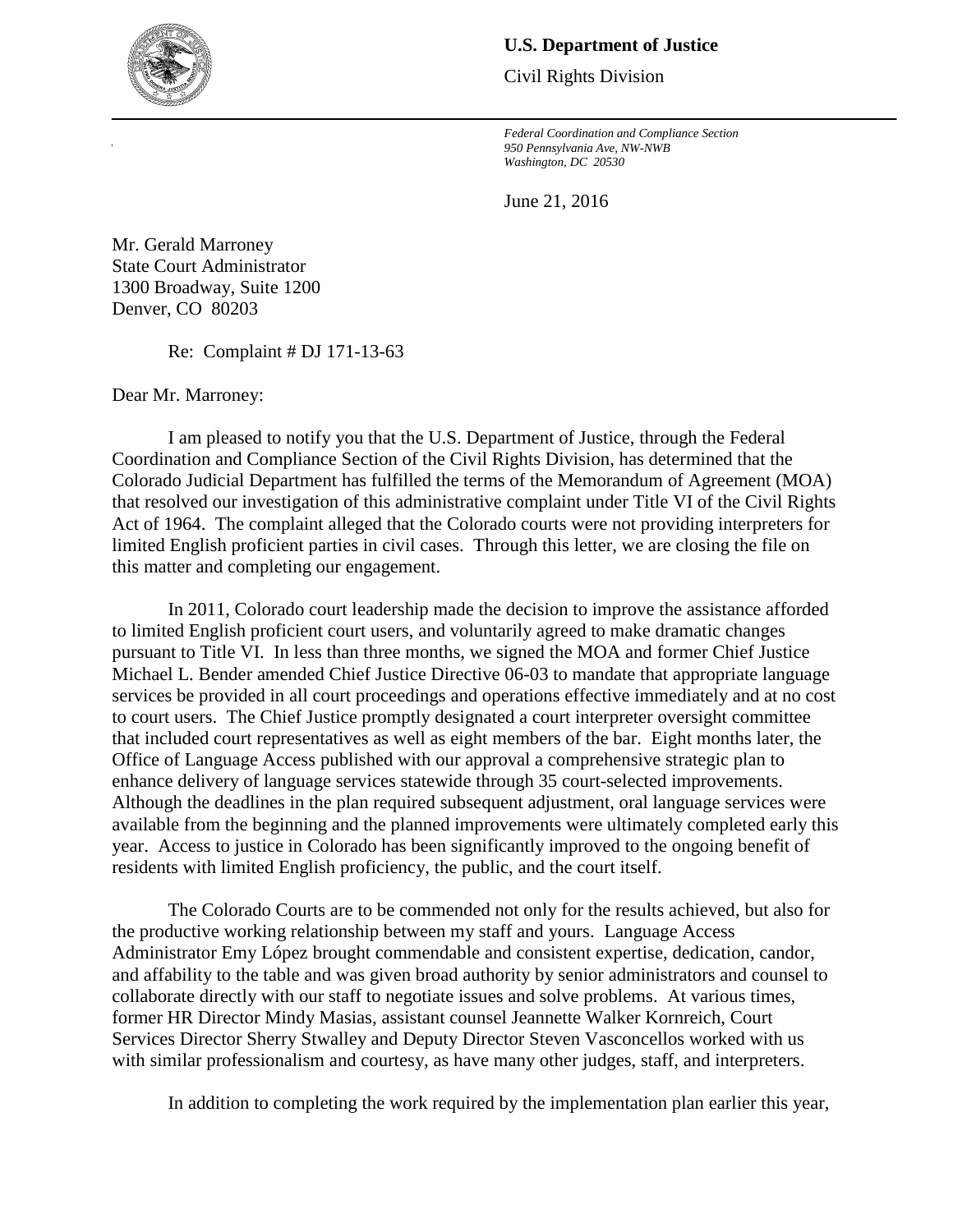**U.S. Department of Justice**

Civil Rights Division

*Federal Coordination and Compliance Section*
*950 Pennsylvania Ave, NW-NWB*
*Washington, DC 20530*

June 21, 2016

Mr. Gerald Marroney
State Court Administrator
1300 Broadway, Suite 1200
Denver, CO 80203

Re: Complaint # DJ 171-13-63

Dear Mr. Marroney:

I am pleased to notify you that the U.S. Department of Justice, through the Federal Coordination and Compliance Section of the Civil Rights Division, has determined that the Colorado Judicial Department has fulfilled the terms of the Memorandum of Agreement (MOA) that resolved our investigation of this administrative complaint under Title VI of the Civil Rights Act of 1964. The complaint alleged that the Colorado courts were not providing interpreters for limited English proficient parties in civil cases. Through this letter, we are closing the file on this matter and completing our engagement.

In 2011, Colorado court leadership made the decision to improve the assistance afforded to limited English proficient court users, and voluntarily agreed to make dramatic changes pursuant to Title VI. In less than three months, we signed the MOA and former Chief Justice Michael L. Bender amended Chief Justice Directive 06-03 to mandate that appropriate language services be provided in all court proceedings and operations effective immediately and at no cost to court users. The Chief Justice promptly designated a court interpreter oversight committee that included court representatives as well as eight members of the bar. Eight months later, the Office of Language Access published with our approval a comprehensive strategic plan to enhance delivery of language services statewide through 35 court-selected improvements. Although the deadlines in the plan required subsequent adjustment, oral language services were available from the beginning and the planned improvements were ultimately completed early this year. Access to justice in Colorado has been significantly improved to the ongoing benefit of residents with limited English proficiency, the public, and the court itself.

The Colorado Courts are to be commended not only for the results achieved, but also for the productive working relationship between my staff and yours. Language Access Administrator Emy López brought commendable and consistent expertise, dedication, candor, and affability to the table and was given broad authority by senior administrators and counsel to collaborate directly with our staff to negotiate issues and solve problems. At various times, former HR Director Mindy Masias, assistant counsel Jeannette Walker Kornreich, Court Services Director Sherry Stwalley and Deputy Director Steven Vasconcellos worked with us with similar professionalism and courtesy, as have many other judges, staff, and interpreters.

In addition to completing the work required by the implementation plan earlier this year,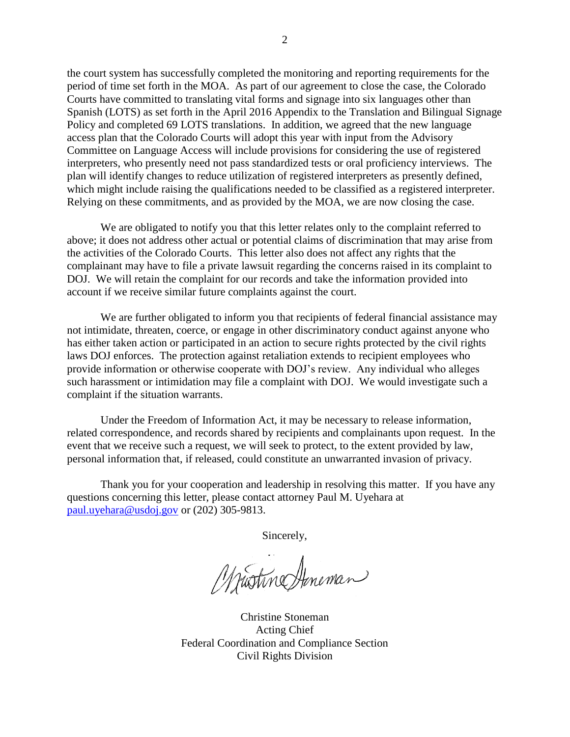the court system has successfully completed the monitoring and reporting requirements for the period of time set forth in the MOA. As part of our agreement to close the case, the Colorado Courts have committed to translating vital forms and signage into six languages other than Spanish (LOTS) as set forth in the April 2016 Appendix to the Translation and Bilingual Signage Policy and completed 69 LOTS translations. In addition, we agreed that the new language access plan that the Colorado Courts will adopt this year with input from the Advisory Committee on Language Access will include provisions for considering the use of registered interpreters, who presently need not pass standardized tests or oral proficiency interviews. The plan will identify changes to reduce utilization of registered interpreters as presently defined, which might include raising the qualifications needed to be classified as a registered interpreter. Relying on these commitments, and as provided by the MOA, we are now closing the case.

We are obligated to notify you that this letter relates only to the complaint referred to above; it does not address other actual or potential claims of discrimination that may arise from the activities of the Colorado Courts. This letter also does not affect any rights that the complainant may have to file a private lawsuit regarding the concerns raised in its complaint to DOJ. We will retain the complaint for our records and take the information provided into account if we receive similar future complaints against the court.

We are further obligated to inform you that recipients of federal financial assistance may not intimidate, threaten, coerce, or engage in other discriminatory conduct against anyone who has either taken action or participated in an action to secure rights protected by the civil rights laws DOJ enforces. The protection against retaliation extends to recipient employees who provide information or otherwise cooperate with DOJ's review. Any individual who alleges such harassment or intimidation may file a complaint with DOJ. We would investigate such a complaint if the situation warrants.

Under the Freedom of Information Act, it may be necessary to release information, related correspondence, and records shared by recipients and complainants upon request. In the event that we receive such a request, we will seek to protect, to the extent provided by law, personal information that, if released, could constitute an unwarranted invasion of privacy.

Thank you for your cooperation and leadership in resolving this matter. If you have any questions concerning this letter, please contact attorney Paul M. Uyehara at paul.uyehara@usdoj.gov or (202) 305-9813.

Sincerely,

Christine Stoneman

Christine Stoneman
Acting Chief
Federal Coordination and Compliance Section
Civil Rights Division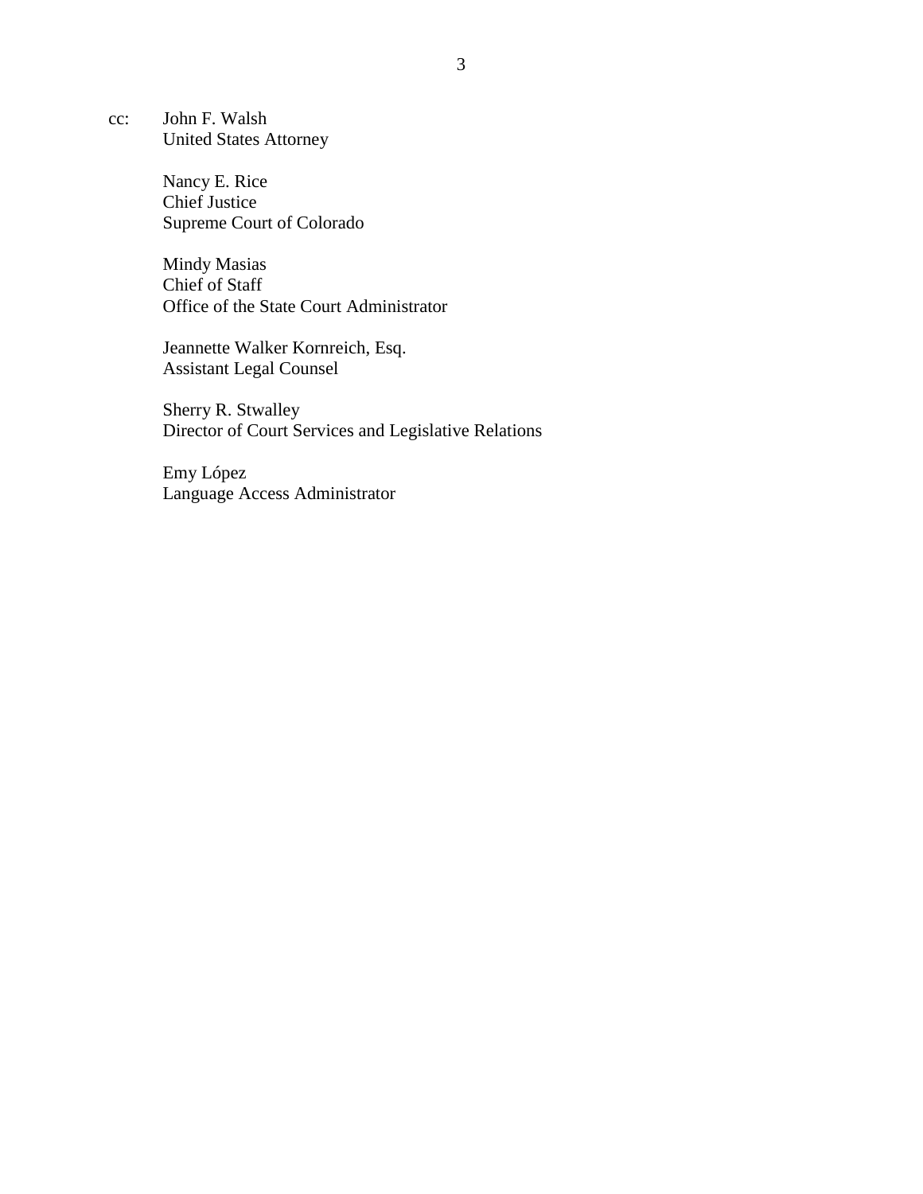cc: John F. Walsh
United States Attorney

Nancy E. Rice
Chief Justice
Supreme Court of Colorado

Mindy Masias
Chief of Staff
Office of the State Court Administrator

Jeannette Walker Kornreich, Esq.
Assistant Legal Counsel

Sherry R. Stwalley
Director of Court Services and Legislative Relations

Emy López
Language Access Administrator